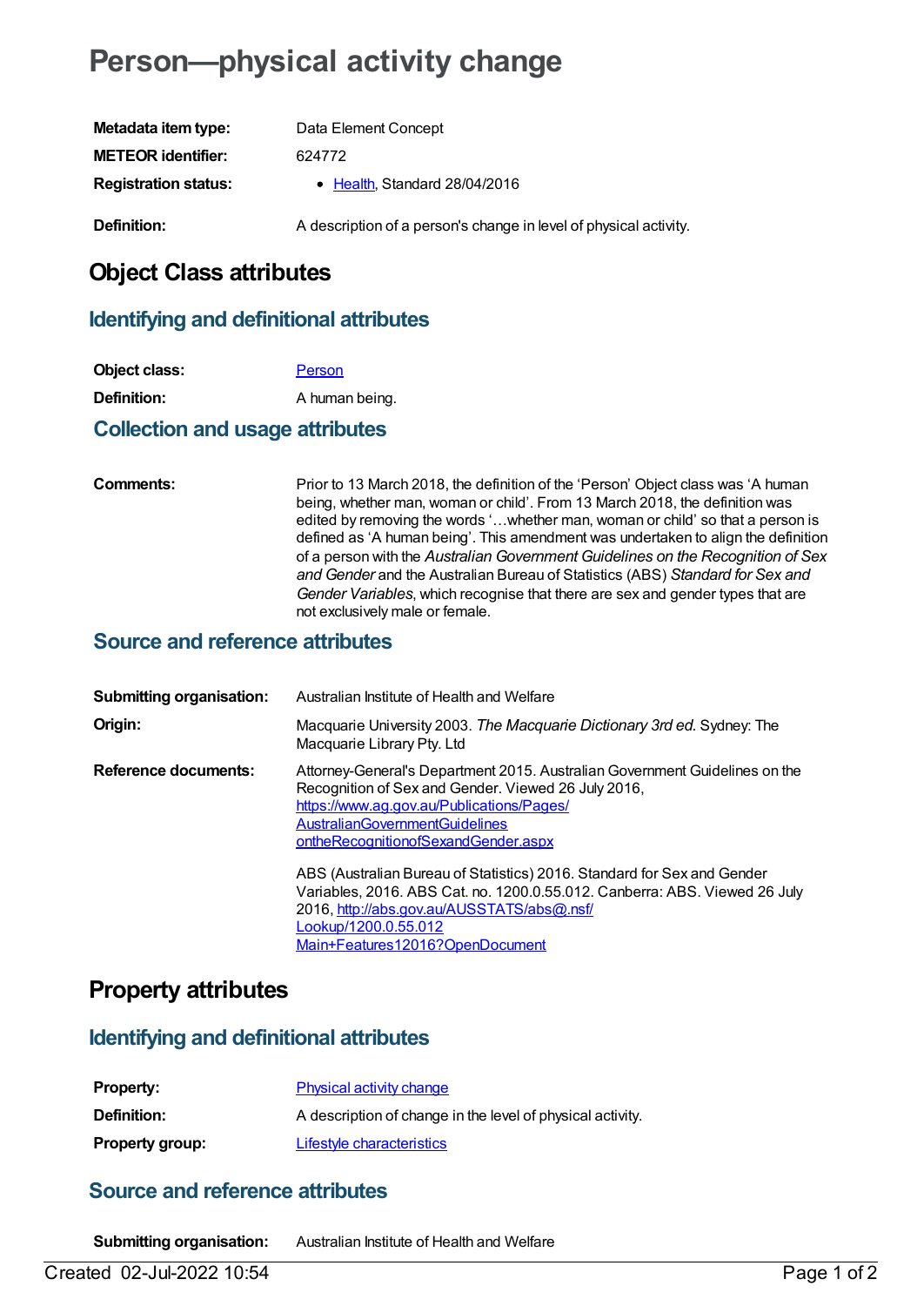# Person—physical activity change

| | |
|---|---|
| **Metadata item type:** | Data Element Concept |
| **METEOR identifier:** | 624772 |
| **Registration status:** | • Health, Standard 28/04/2016 |
| **Definition:** | A description of a person's change in level of physical activity. |

## Object Class attributes

### Identifying and definitional attributes

| | |
|---|---|
| **Object class:** | Person |
| **Definition:** | A human being. |

### Collection and usage attributes

| | |
|---|---|
| **Comments:** | Prior to 13 March 2018, the definition of the 'Person' Object class was 'A human being, whether man, woman or child'. From 13 March 2018, the definition was edited by removing the words '…whether man, woman or child' so that a person is defined as 'A human being'. This amendment was undertaken to align the definition of a person with the *Australian Government Guidelines on the Recognition of Sex and Gender* and the Australian Bureau of Statistics (ABS) *Standard for Sex and Gender Variables*, which recognise that there are sex and gender types that are not exclusively male or female. |

### Source and reference attributes

| | |
|---|---|
| **Submitting organisation:** | Australian Institute of Health and Welfare |
| **Origin:** | Macquarie University 2003. *The Macquarie Dictionary 3rd ed.* Sydney: The Macquarie Library Pty. Ltd |
| **Reference documents:** | Attorney-General's Department 2015. Australian Government Guidelines on the Recognition of Sex and Gender. Viewed 26 July 2016, https://www.ag.gov.au/Publications/Pages/AustralianGovernmentGuidelinesontheRecognitionofSexandGender.aspx<br><br>ABS (Australian Bureau of Statistics) 2016. Standard for Sex and Gender Variables, 2016. ABS Cat. no. 1200.0.55.012. Canberra: ABS. Viewed 26 July 2016, http://abs.gov.au/AUSSTATS/abs@.nsf/Lookup/1200.0.55.012Main+Features12016?OpenDocument |

## Property attributes

### Identifying and definitional attributes

| | |
|---|---|
| **Property:** | Physical activity change |
| **Definition:** | A description of change in the level of physical activity. |
| **Property group:** | Lifestyle characteristics |

### Source and reference attributes

| | |
|---|---|
| **Submitting organisation:** | Australian Institute of Health and Welfare |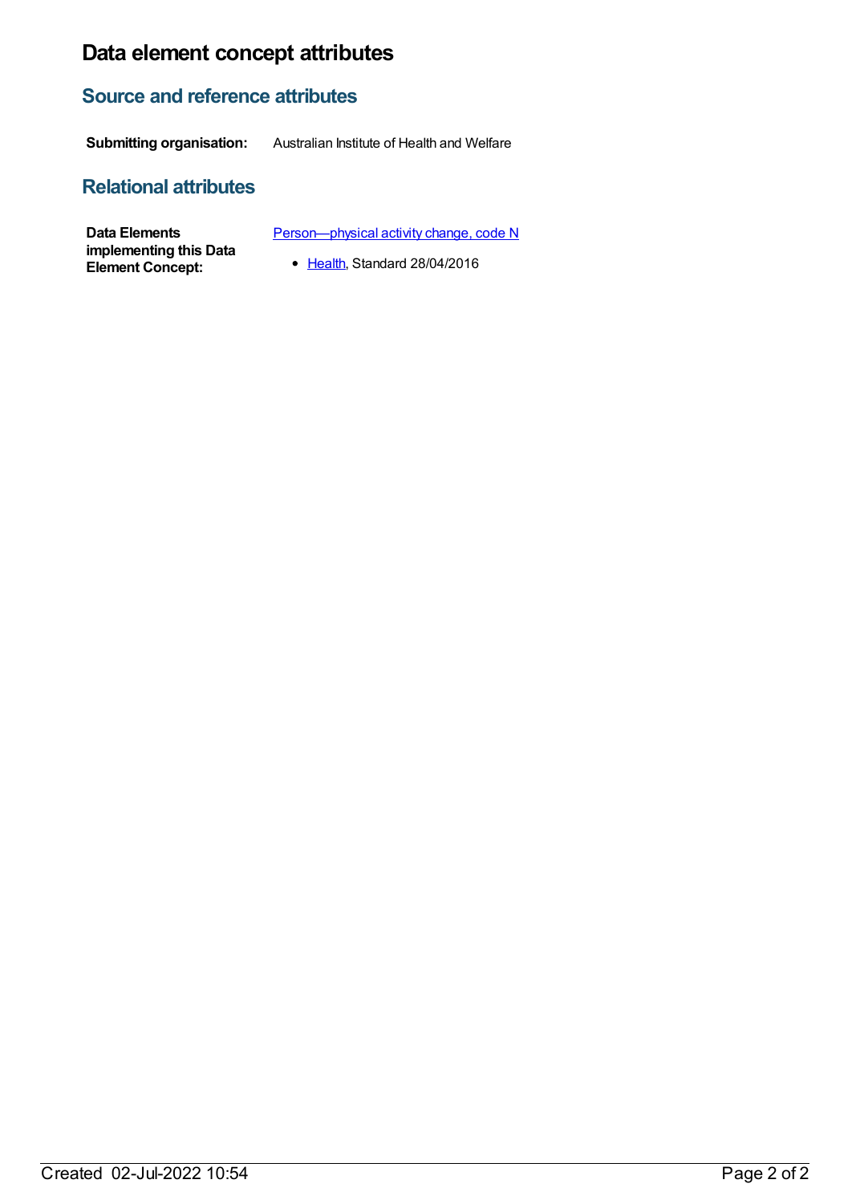# Data element concept attributes

## Source and reference attributes

**Submitting organisation:** Australian Institute of Health and Welfare

## Relational attributes

**Data Elements implementing this Data Element Concept:**

Person—physical activity change, code N

- Health, Standard 28/04/2016